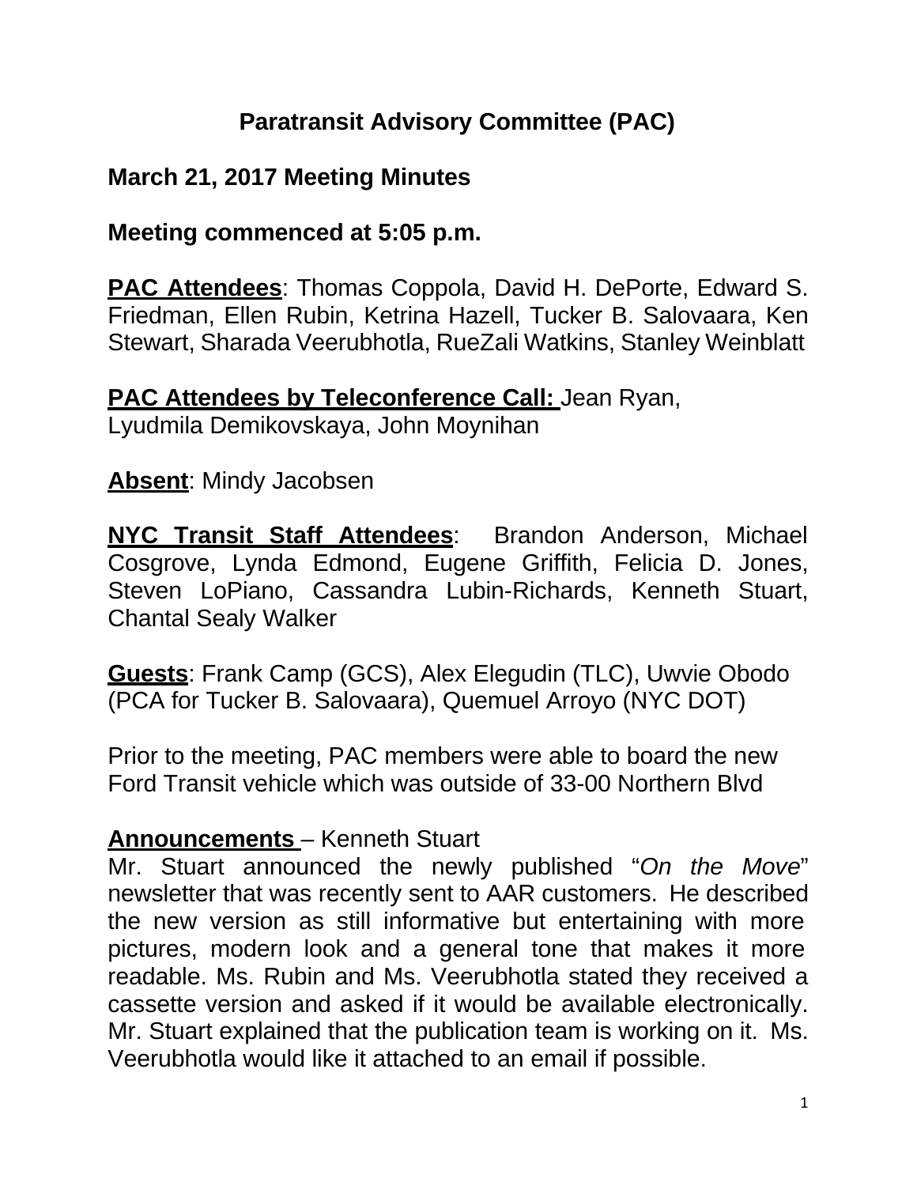# Paratransit Advisory Committee (PAC)

## March 21, 2017 Meeting Minutes

**Meeting commenced at 5:05 p.m.**

**PAC Attendees**: Thomas Coppola, David H. DePorte, Edward S. Friedman, Ellen Rubin, Ketrina Hazell, Tucker B. Salovaara, Ken Stewart, Sharada Veerubhotla, RueZali Watkins, Stanley Weinblatt

**PAC Attendees by Teleconference Call:** Jean Ryan, Lyudmila Demikovskaya, John Moynihan

**Absent**: Mindy Jacobsen

**NYC Transit Staff Attendees**: Brandon Anderson, Michael Cosgrove, Lynda Edmond, Eugene Griffith, Felicia D. Jones, Steven LoPiano, Cassandra Lubin-Richards, Kenneth Stuart, Chantal Sealy Walker

**Guests**: Frank Camp (GCS), Alex Elegudin (TLC), Uwvie Obodo (PCA for Tucker B. Salovaara), Quemuel Arroyo (NYC DOT)

Prior to the meeting, PAC members were able to board the new Ford Transit vehicle which was outside of 33-00 Northern Blvd

**Announcements** – Kenneth Stuart

Mr. Stuart announced the newly published "*On the Move*" newsletter that was recently sent to AAR customers. He described the new version as still informative but entertaining with more pictures, modern look and a general tone that makes it more readable. Ms. Rubin and Ms. Veerubhotla stated they received a cassette version and asked if it would be available electronically. Mr. Stuart explained that the publication team is working on it. Ms. Veerubhotla would like it attached to an email if possible.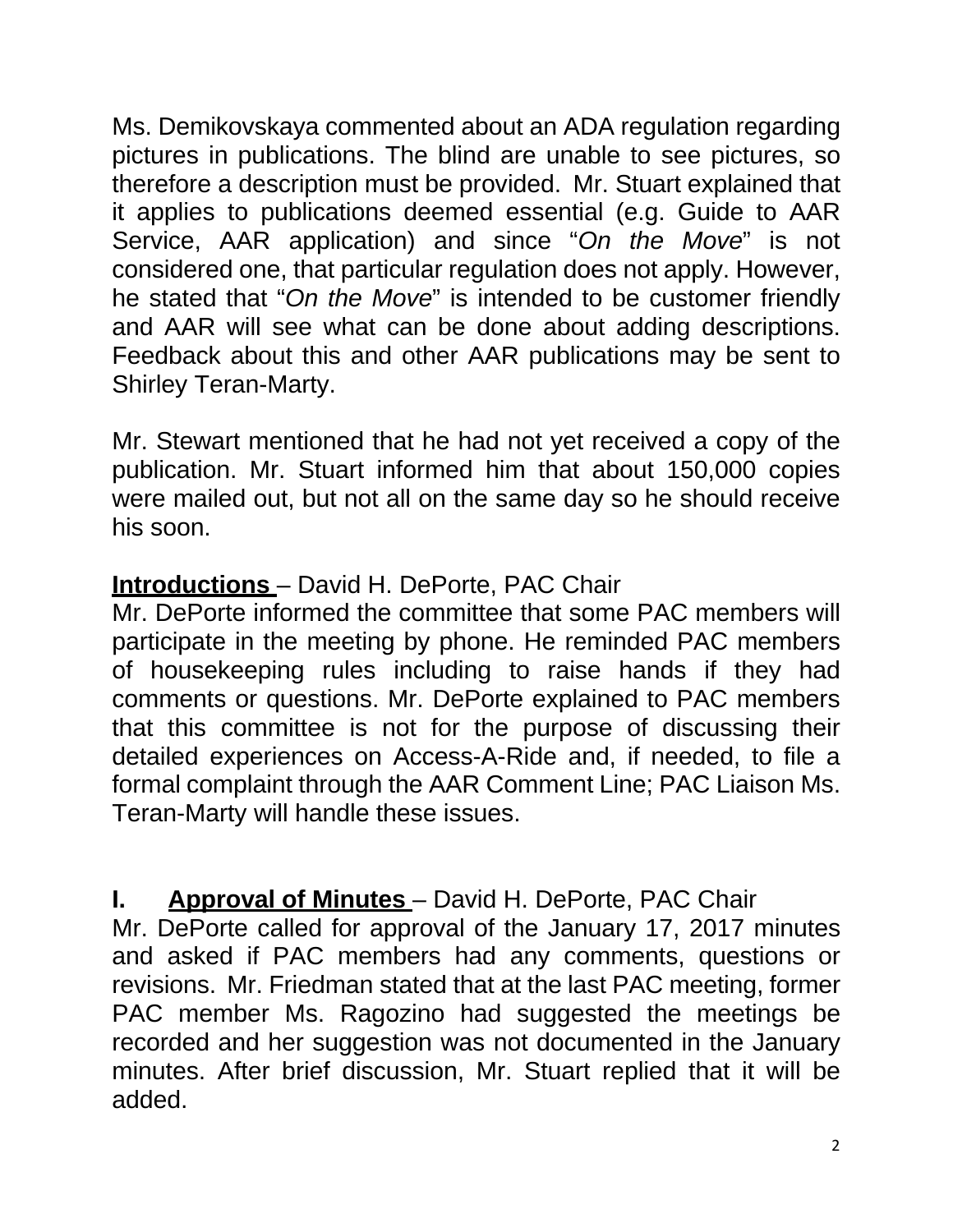Ms. Demikovskaya commented about an ADA regulation regarding pictures in publications. The blind are unable to see pictures, so therefore a description must be provided. Mr. Stuart explained that it applies to publications deemed essential (e.g. Guide to AAR Service, AAR application) and since "*On the Move*" is not considered one, that particular regulation does not apply. However, he stated that "*On the Move*" is intended to be customer friendly and AAR will see what can be done about adding descriptions. Feedback about this and other AAR publications may be sent to Shirley Teran-Marty.

Mr. Stewart mentioned that he had not yet received a copy of the publication. Mr. Stuart informed him that about 150,000 copies were mailed out, but not all on the same day so he should receive his soon.

**<u>Introductions</u>** – David H. DePorte, PAC Chair

Mr. DePorte informed the committee that some PAC members will participate in the meeting by phone. He reminded PAC members of housekeeping rules including to raise hands if they had comments or questions. Mr. DePorte explained to PAC members that this committee is not for the purpose of discussing their detailed experiences on Access-A-Ride and, if needed, to file a formal complaint through the AAR Comment Line; PAC Liaison Ms. Teran-Marty will handle these issues.

**I. <u>Approval of Minutes</u>** – David H. DePorte, PAC Chair

Mr. DePorte called for approval of the January 17, 2017 minutes and asked if PAC members had any comments, questions or revisions. Mr. Friedman stated that at the last PAC meeting, former PAC member Ms. Ragozino had suggested the meetings be recorded and her suggestion was not documented in the January minutes. After brief discussion, Mr. Stuart replied that it will be added.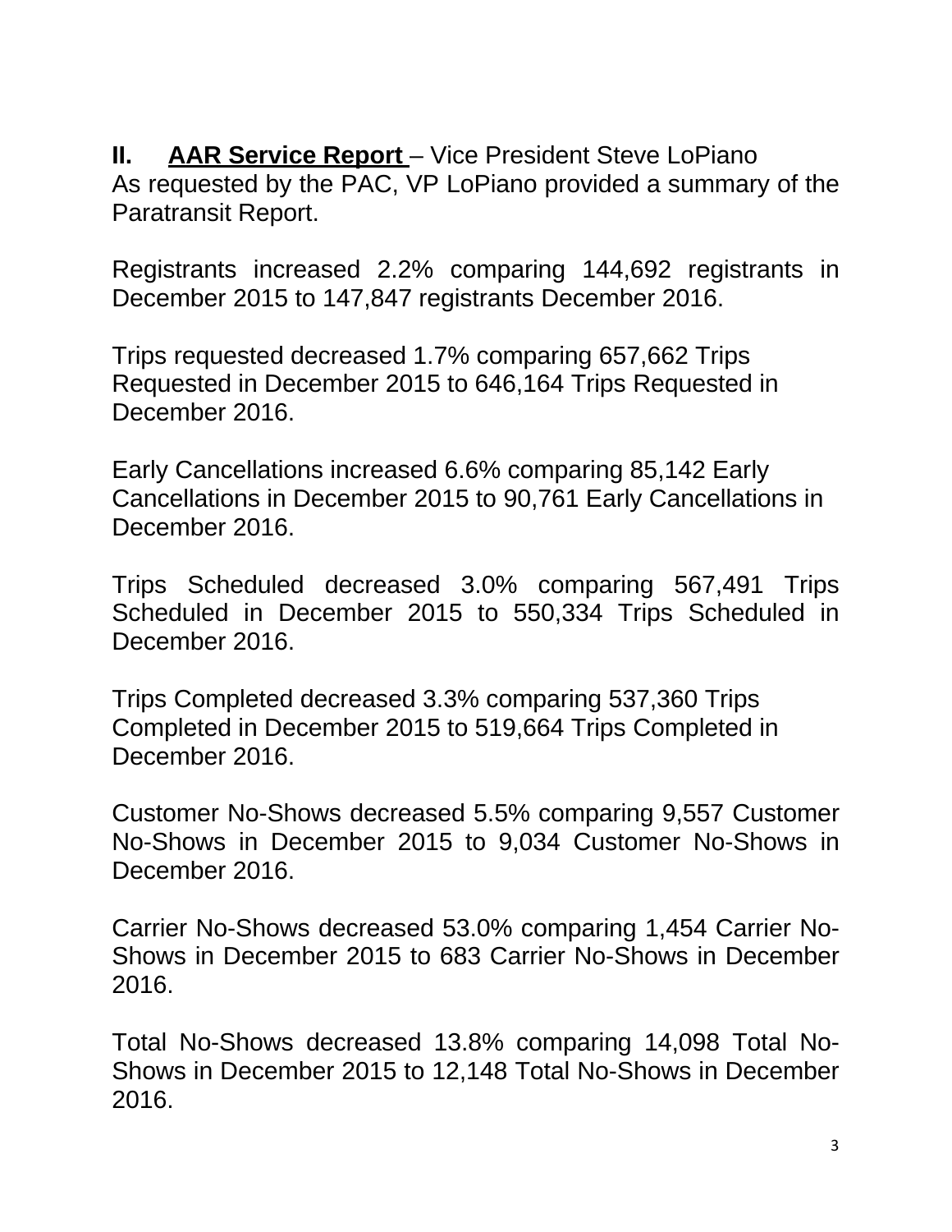## II. **AAR Service Report** – Vice President Steve LoPiano

As requested by the PAC, VP LoPiano provided a summary of the Paratransit Report.

Registrants increased 2.2% comparing 144,692 registrants in December 2015 to 147,847 registrants December 2016.

Trips requested decreased 1.7% comparing 657,662 Trips Requested in December 2015 to 646,164 Trips Requested in December 2016.

Early Cancellations increased 6.6% comparing 85,142 Early Cancellations in December 2015 to 90,761 Early Cancellations in December 2016.

Trips Scheduled decreased 3.0% comparing 567,491 Trips Scheduled in December 2015 to 550,334 Trips Scheduled in December 2016.

Trips Completed decreased 3.3% comparing 537,360 Trips Completed in December 2015 to 519,664 Trips Completed in December 2016.

Customer No-Shows decreased 5.5% comparing 9,557 Customer No-Shows in December 2015 to 9,034 Customer No-Shows in December 2016.

Carrier No-Shows decreased 53.0% comparing 1,454 Carrier No-Shows in December 2015 to 683 Carrier No-Shows in December 2016.

Total No-Shows decreased 13.8% comparing 14,098 Total No-Shows in December 2015 to 12,148 Total No-Shows in December 2016.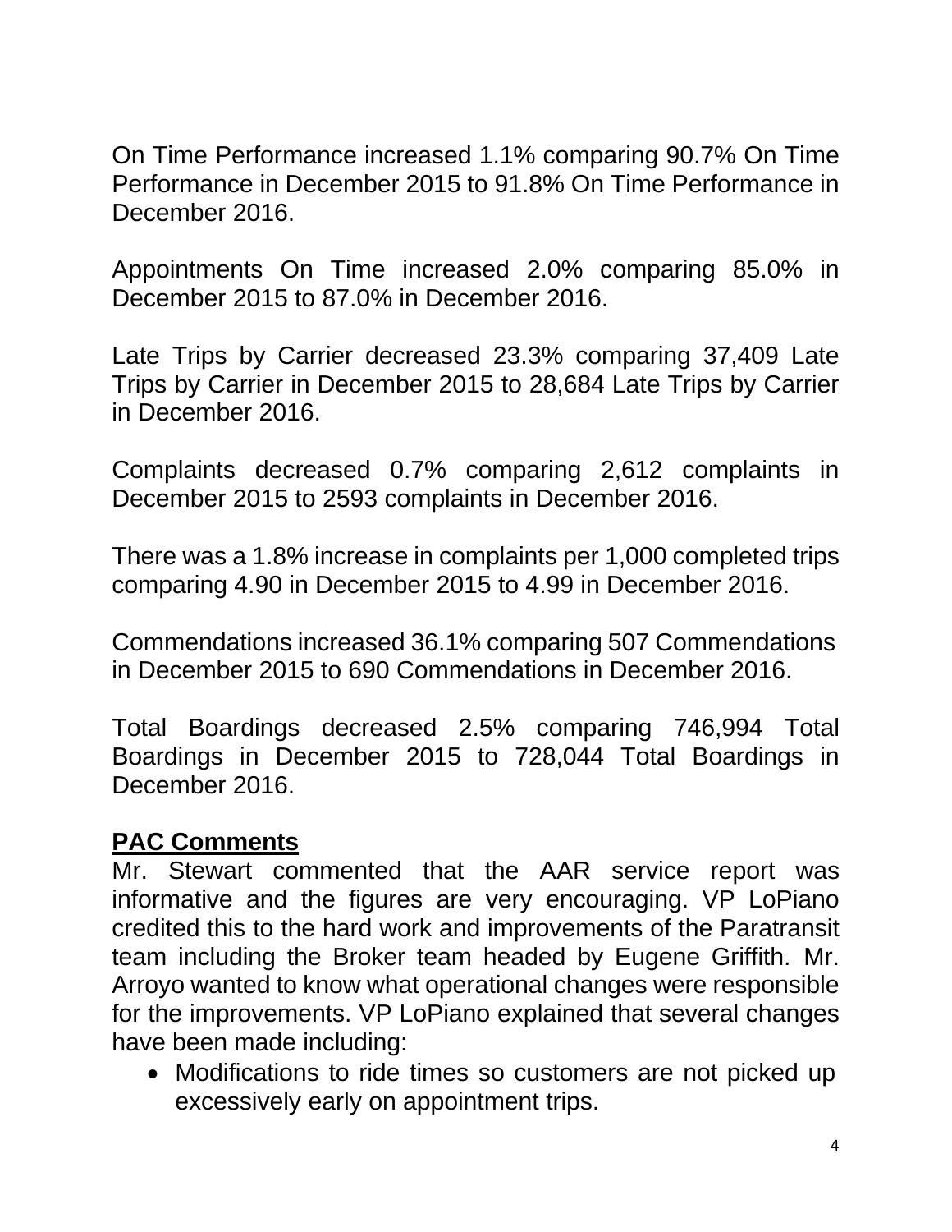On Time Performance increased 1.1% comparing 90.7% On Time Performance in December 2015 to 91.8% On Time Performance in December 2016.

Appointments On Time increased 2.0% comparing 85.0% in December 2015 to 87.0% in December 2016.

Late Trips by Carrier decreased 23.3% comparing 37,409 Late Trips by Carrier in December 2015 to 28,684 Late Trips by Carrier in December 2016.

Complaints decreased 0.7% comparing 2,612 complaints in December 2015 to 2593 complaints in December 2016.

There was a 1.8% increase in complaints per 1,000 completed trips comparing 4.90 in December 2015 to 4.99 in December 2016.

Commendations increased 36.1% comparing 507 Commendations in December 2015 to 690 Commendations in December 2016.

Total Boardings decreased 2.5% comparing 746,994 Total Boardings in December 2015 to 728,044 Total Boardings in December 2016.

**PAC Comments**

Mr. Stewart commented that the AAR service report was informative and the figures are very encouraging. VP LoPiano credited this to the hard work and improvements of the Paratransit team including the Broker team headed by Eugene Griffith. Mr. Arroyo wanted to know what operational changes were responsible for the improvements. VP LoPiano explained that several changes have been made including:

- Modifications to ride times so customers are not picked up excessively early on appointment trips.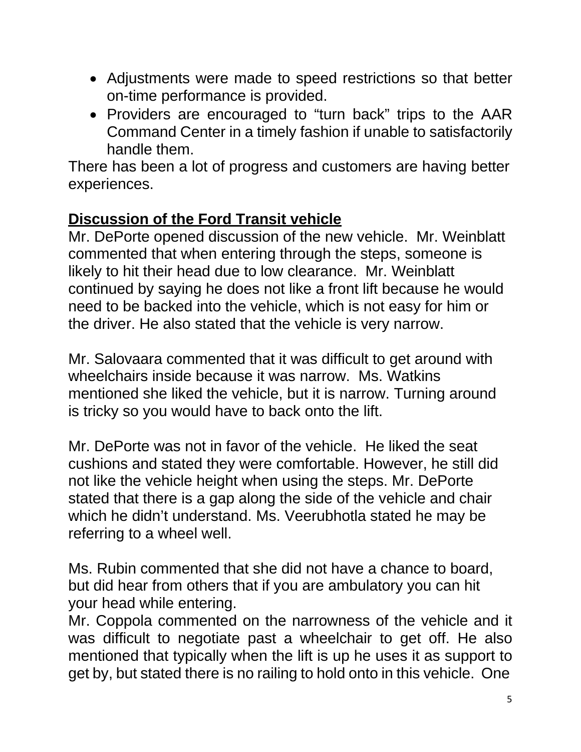- Adjustments were made to speed restrictions so that better on-time performance is provided.
- Providers are encouraged to "turn back" trips to the AAR Command Center in a timely fashion if unable to satisfactorily handle them.

There has been a lot of progress and customers are having better experiences.

**Discussion of the Ford Transit vehicle**

Mr. DePorte opened discussion of the new vehicle. Mr. Weinblatt commented that when entering through the steps, someone is likely to hit their head due to low clearance. Mr. Weinblatt continued by saying he does not like a front lift because he would need to be backed into the vehicle, which is not easy for him or the driver. He also stated that the vehicle is very narrow.

Mr. Salovaara commented that it was difficult to get around with wheelchairs inside because it was narrow. Ms. Watkins mentioned she liked the vehicle, but it is narrow. Turning around is tricky so you would have to back onto the lift.

Mr. DePorte was not in favor of the vehicle. He liked the seat cushions and stated they were comfortable. However, he still did not like the vehicle height when using the steps. Mr. DePorte stated that there is a gap along the side of the vehicle and chair which he didn't understand. Ms. Veerubhotla stated he may be referring to a wheel well.

Ms. Rubin commented that she did not have a chance to board, but did hear from others that if you are ambulatory you can hit your head while entering.

Mr. Coppola commented on the narrowness of the vehicle and it was difficult to negotiate past a wheelchair to get off. He also mentioned that typically when the lift is up he uses it as support to get by, but stated there is no railing to hold onto in this vehicle. One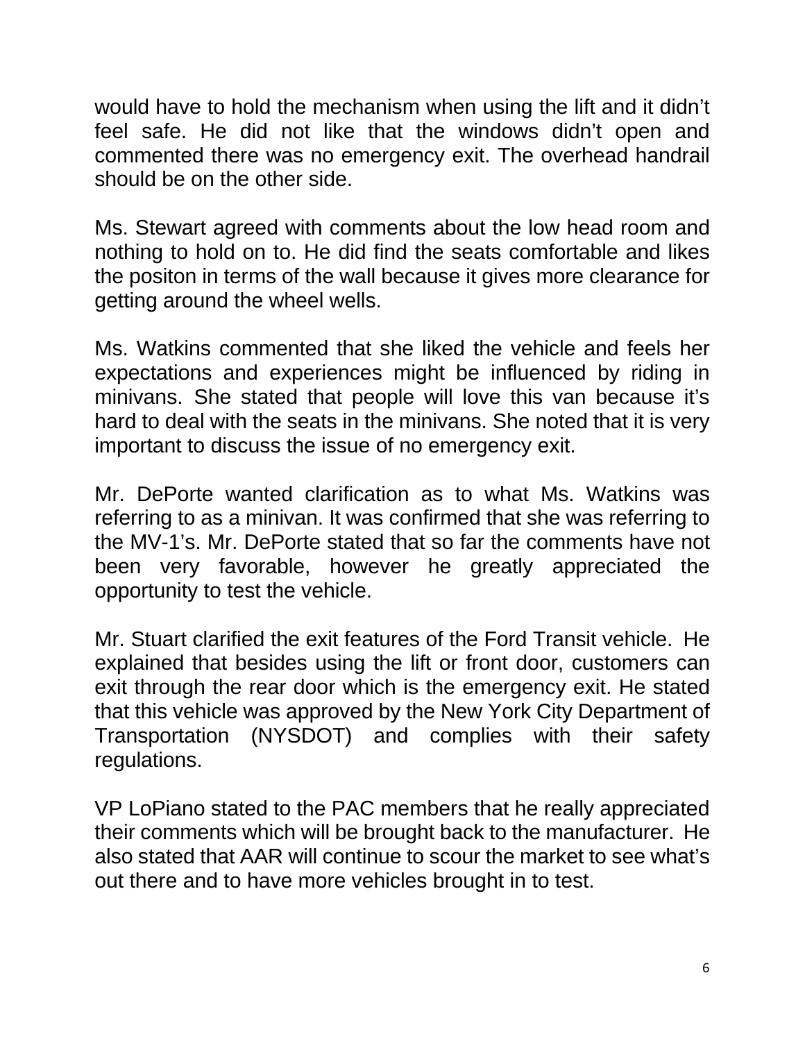would have to hold the mechanism when using the lift and it didn't feel safe. He did not like that the windows didn't open and commented there was no emergency exit. The overhead handrail should be on the other side.

Ms. Stewart agreed with comments about the low head room and nothing to hold on to. He did find the seats comfortable and likes the positon in terms of the wall because it gives more clearance for getting around the wheel wells.

Ms. Watkins commented that she liked the vehicle and feels her expectations and experiences might be influenced by riding in minivans. She stated that people will love this van because it's hard to deal with the seats in the minivans. She noted that it is very important to discuss the issue of no emergency exit.

Mr. DePorte wanted clarification as to what Ms. Watkins was referring to as a minivan. It was confirmed that she was referring to the MV-1's. Mr. DePorte stated that so far the comments have not been very favorable, however he greatly appreciated the opportunity to test the vehicle.

Mr. Stuart clarified the exit features of the Ford Transit vehicle. He explained that besides using the lift or front door, customers can exit through the rear door which is the emergency exit. He stated that this vehicle was approved by the New York City Department of Transportation (NYSDOT) and complies with their safety regulations.

VP LoPiano stated to the PAC members that he really appreciated their comments which will be brought back to the manufacturer. He also stated that AAR will continue to scour the market to see what's out there and to have more vehicles brought in to test.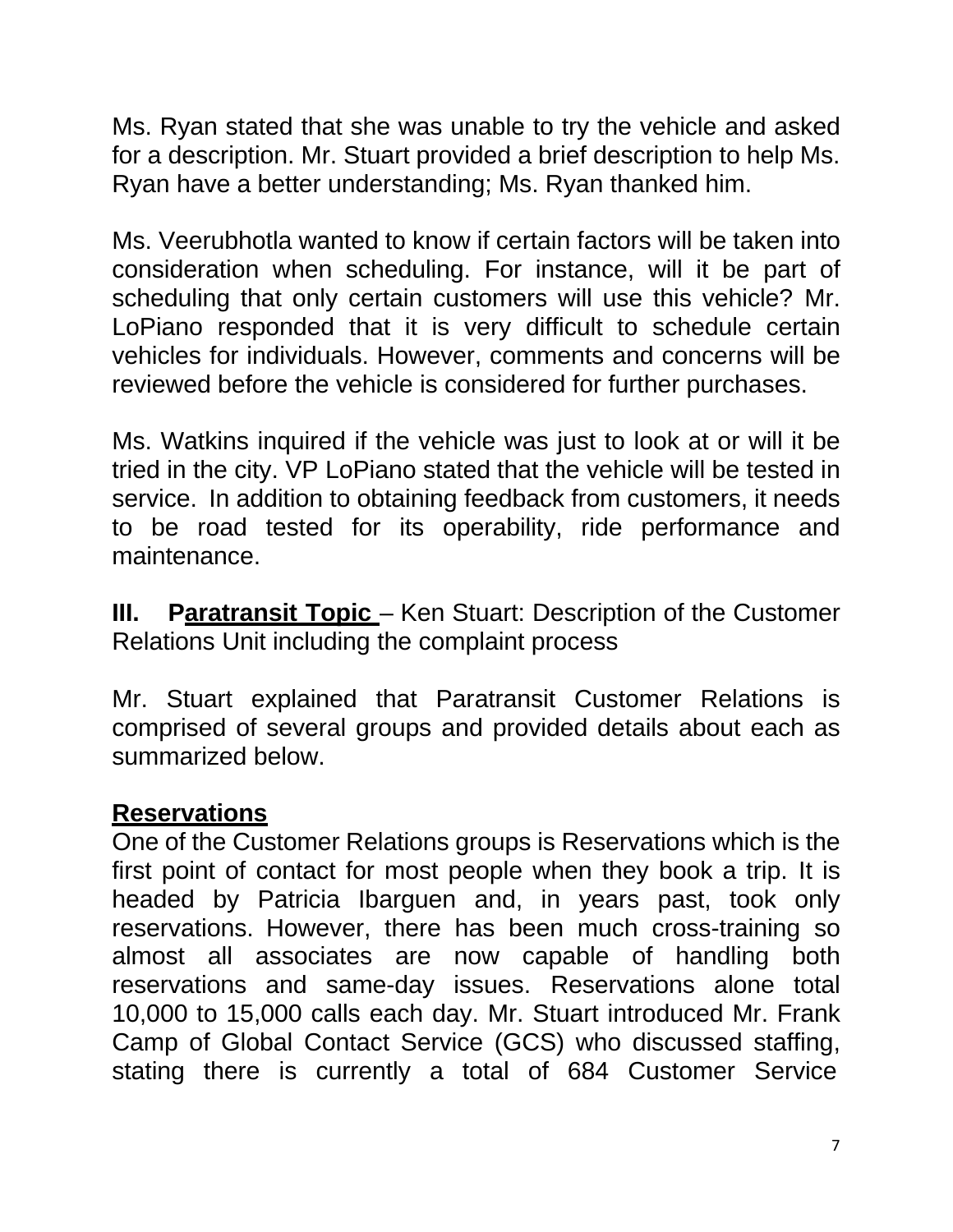Ms. Ryan stated that she was unable to try the vehicle and asked for a description. Mr. Stuart provided a brief description to help Ms. Ryan have a better understanding; Ms. Ryan thanked him.

Ms. Veerubhotla wanted to know if certain factors will be taken into consideration when scheduling. For instance, will it be part of scheduling that only certain customers will use this vehicle? Mr. LoPiano responded that it is very difficult to schedule certain vehicles for individuals. However, comments and concerns will be reviewed before the vehicle is considered for further purchases.

Ms. Watkins inquired if the vehicle was just to look at or will it be tried in the city. VP LoPiano stated that the vehicle will be tested in service. In addition to obtaining feedback from customers, it needs to be road tested for its operability, ride performance and maintenance.

**III. Paratransit Topic** – Ken Stuart: Description of the Customer Relations Unit including the complaint process

Mr. Stuart explained that Paratransit Customer Relations is comprised of several groups and provided details about each as summarized below.

**Reservations**

One of the Customer Relations groups is Reservations which is the first point of contact for most people when they book a trip. It is headed by Patricia Ibarguen and, in years past, took only reservations. However, there has been much cross-training so almost all associates are now capable of handling both reservations and same-day issues. Reservations alone total 10,000 to 15,000 calls each day. Mr. Stuart introduced Mr. Frank Camp of Global Contact Service (GCS) who discussed staffing, stating there is currently a total of 684 Customer Service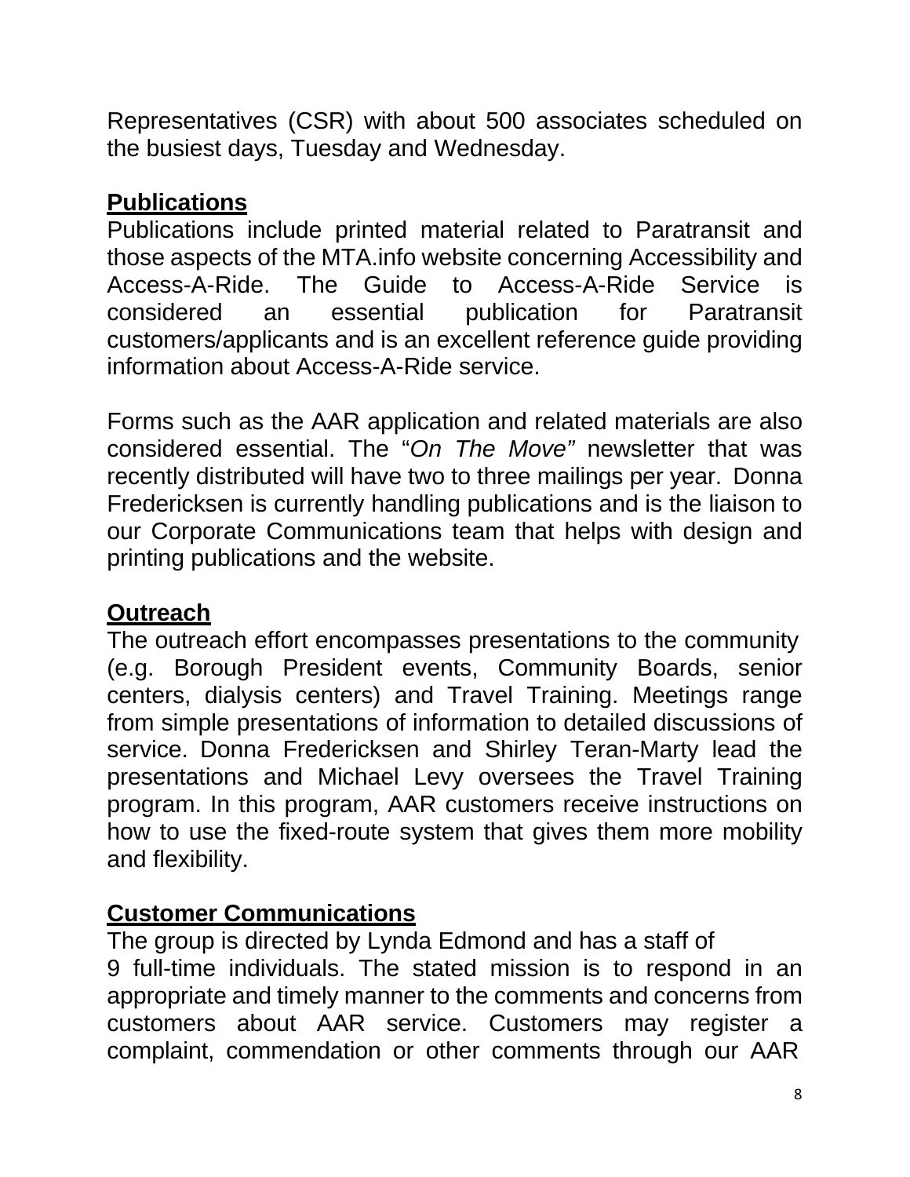Representatives (CSR) with about 500 associates scheduled on the busiest days, Tuesday and Wednesday.

**Publications**

Publications include printed material related to Paratransit and those aspects of the MTA.info website concerning Accessibility and Access-A-Ride. The Guide to Access-A-Ride Service is considered an essential publication for Paratransit customers/applicants and is an excellent reference guide providing information about Access-A-Ride service.

Forms such as the AAR application and related materials are also considered essential. The "*On The Move"* newsletter that was recently distributed will have two to three mailings per year. Donna Fredericksen is currently handling publications and is the liaison to our Corporate Communications team that helps with design and printing publications and the website.

**Outreach**

The outreach effort encompasses presentations to the community (e.g. Borough President events, Community Boards, senior centers, dialysis centers) and Travel Training. Meetings range from simple presentations of information to detailed discussions of service. Donna Fredericksen and Shirley Teran-Marty lead the presentations and Michael Levy oversees the Travel Training program. In this program, AAR customers receive instructions on how to use the fixed-route system that gives them more mobility and flexibility.

**Customer Communications**

The group is directed by Lynda Edmond and has a staff of 9 full-time individuals. The stated mission is to respond in an appropriate and timely manner to the comments and concerns from customers about AAR service. Customers may register a complaint, commendation or other comments through our AAR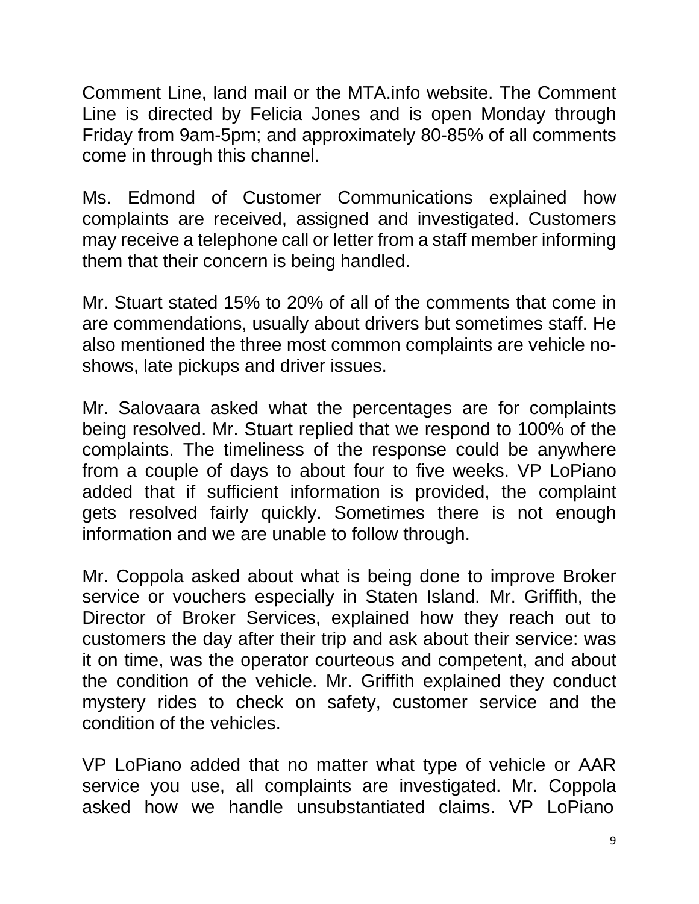Comment Line, land mail or the MTA.info website. The Comment Line is directed by Felicia Jones and is open Monday through Friday from 9am-5pm; and approximately 80-85% of all comments come in through this channel.

Ms. Edmond of Customer Communications explained how complaints are received, assigned and investigated. Customers may receive a telephone call or letter from a staff member informing them that their concern is being handled.

Mr. Stuart stated 15% to 20% of all of the comments that come in are commendations, usually about drivers but sometimes staff. He also mentioned the three most common complaints are vehicle no-shows, late pickups and driver issues.

Mr. Salovaara asked what the percentages are for complaints being resolved. Mr. Stuart replied that we respond to 100% of the complaints. The timeliness of the response could be anywhere from a couple of days to about four to five weeks. VP LoPiano added that if sufficient information is provided, the complaint gets resolved fairly quickly. Sometimes there is not enough information and we are unable to follow through.

Mr. Coppola asked about what is being done to improve Broker service or vouchers especially in Staten Island. Mr. Griffith, the Director of Broker Services, explained how they reach out to customers the day after their trip and ask about their service: was it on time, was the operator courteous and competent, and about the condition of the vehicle. Mr. Griffith explained they conduct mystery rides to check on safety, customer service and the condition of the vehicles.

VP LoPiano added that no matter what type of vehicle or AAR service you use, all complaints are investigated. Mr. Coppola asked how we handle unsubstantiated claims. VP LoPiano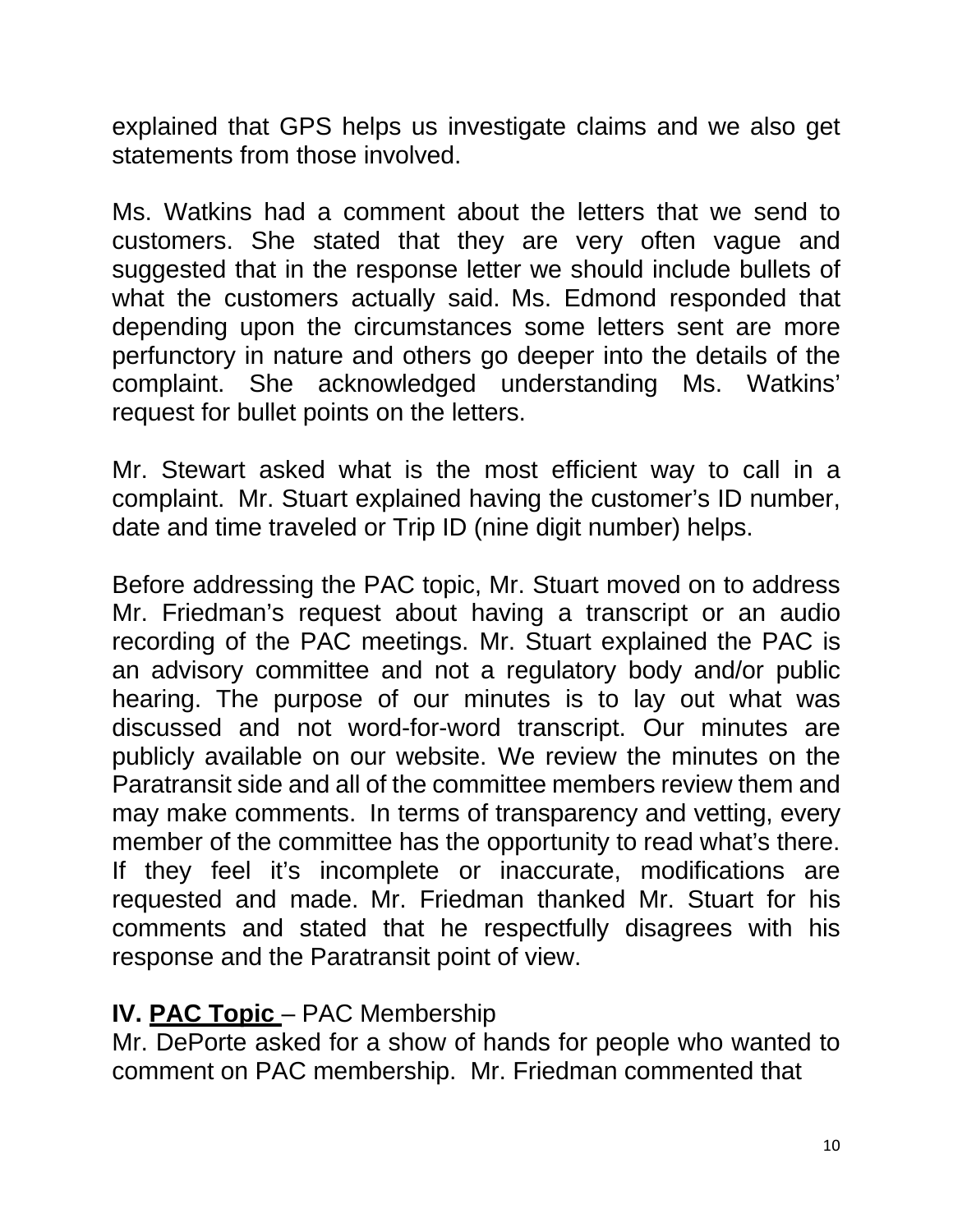explained that GPS helps us investigate claims and we also get statements from those involved.

Ms. Watkins had a comment about the letters that we send to customers. She stated that they are very often vague and suggested that in the response letter we should include bullets of what the customers actually said. Ms. Edmond responded that depending upon the circumstances some letters sent are more perfunctory in nature and others go deeper into the details of the complaint. She acknowledged understanding Ms. Watkins' request for bullet points on the letters.

Mr. Stewart asked what is the most efficient way to call in a complaint. Mr. Stuart explained having the customer's ID number, date and time traveled or Trip ID (nine digit number) helps.

Before addressing the PAC topic, Mr. Stuart moved on to address Mr. Friedman's request about having a transcript or an audio recording of the PAC meetings. Mr. Stuart explained the PAC is an advisory committee and not a regulatory body and/or public hearing. The purpose of our minutes is to lay out what was discussed and not word-for-word transcript. Our minutes are publicly available on our website. We review the minutes on the Paratransit side and all of the committee members review them and may make comments. In terms of transparency and vetting, every member of the committee has the opportunity to read what's there. If they feel it's incomplete or inaccurate, modifications are requested and made. Mr. Friedman thanked Mr. Stuart for his comments and stated that he respectfully disagrees with his response and the Paratransit point of view.

**IV. <u>PAC Topic</u>** – PAC Membership

Mr. DePorte asked for a show of hands for people who wanted to comment on PAC membership. Mr. Friedman commented that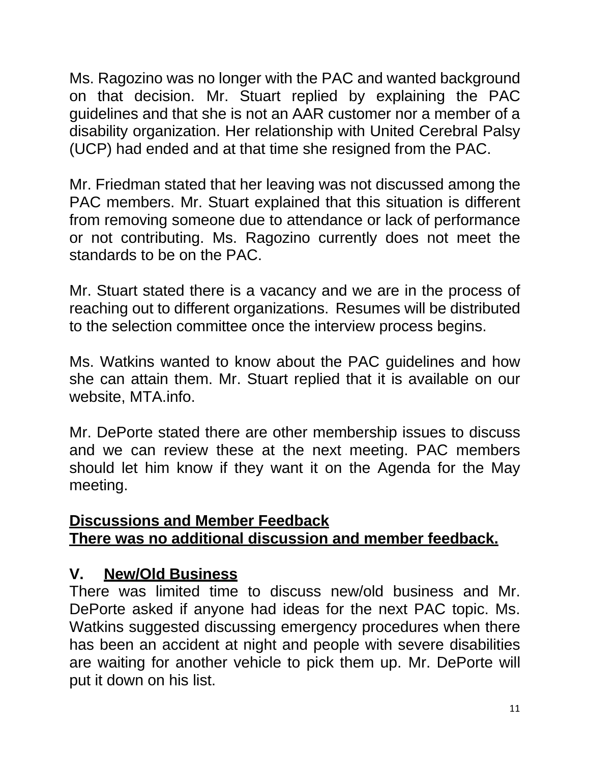Ms. Ragozino was no longer with the PAC and wanted background on that decision. Mr. Stuart replied by explaining the PAC guidelines and that she is not an AAR customer nor a member of a disability organization. Her relationship with United Cerebral Palsy (UCP) had ended and at that time she resigned from the PAC.

Mr. Friedman stated that her leaving was not discussed among the PAC members. Mr. Stuart explained that this situation is different from removing someone due to attendance or lack of performance or not contributing. Ms. Ragozino currently does not meet the standards to be on the PAC.

Mr. Stuart stated there is a vacancy and we are in the process of reaching out to different organizations. Resumes will be distributed to the selection committee once the interview process begins.

Ms. Watkins wanted to know about the PAC guidelines and how she can attain them. Mr. Stuart replied that it is available on our website, MTA.info.

Mr. DePorte stated there are other membership issues to discuss and we can review these at the next meeting. PAC members should let him know if they want it on the Agenda for the May meeting.

**Discussions and Member Feedback**
**There was no additional discussion and member feedback.**

## V. New/Old Business

There was limited time to discuss new/old business and Mr. DePorte asked if anyone had ideas for the next PAC topic. Ms. Watkins suggested discussing emergency procedures when there has been an accident at night and people with severe disabilities are waiting for another vehicle to pick them up. Mr. DePorte will put it down on his list.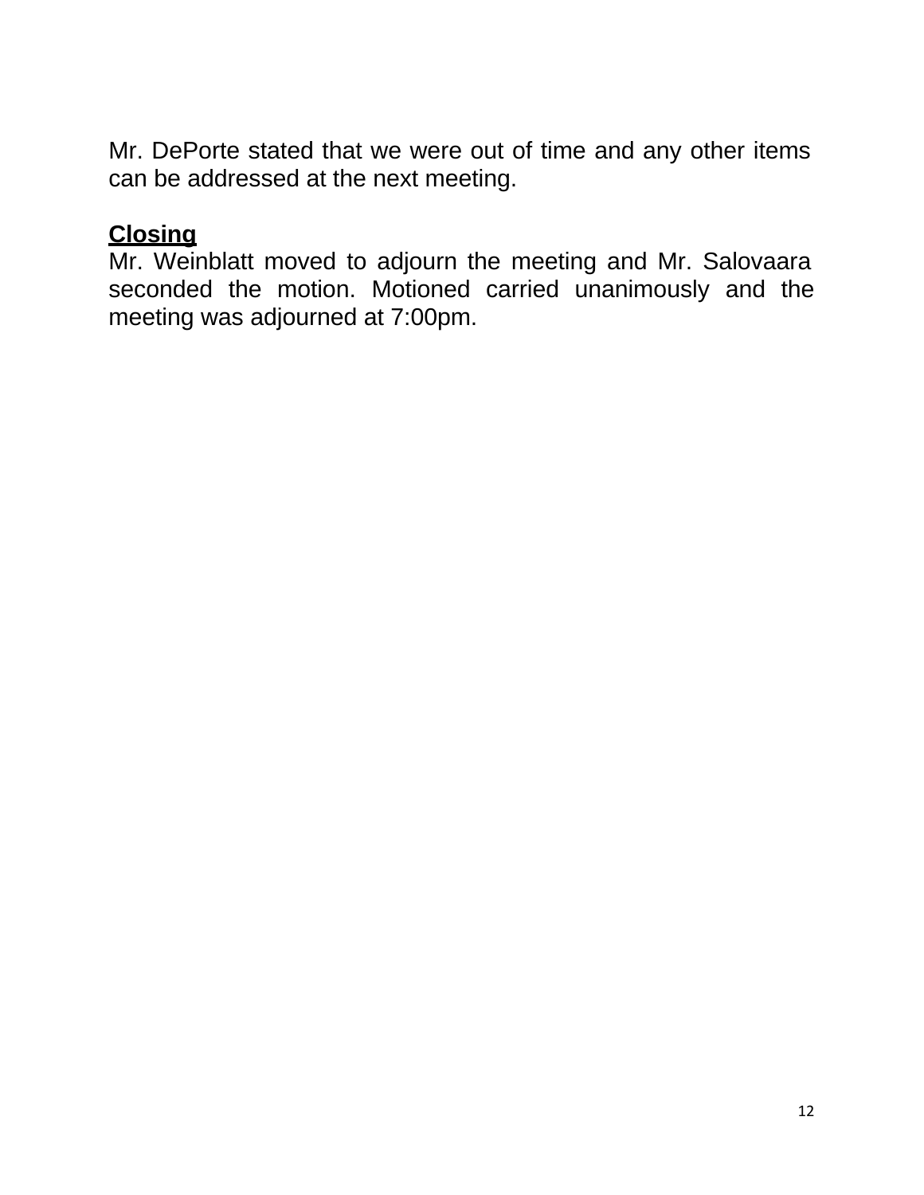Mr. DePorte stated that we were out of time and any other items can be addressed at the next meeting.

**Closing**

Mr. Weinblatt moved to adjourn the meeting and Mr. Salovaara seconded the motion. Motioned carried unanimously and the meeting was adjourned at 7:00pm.